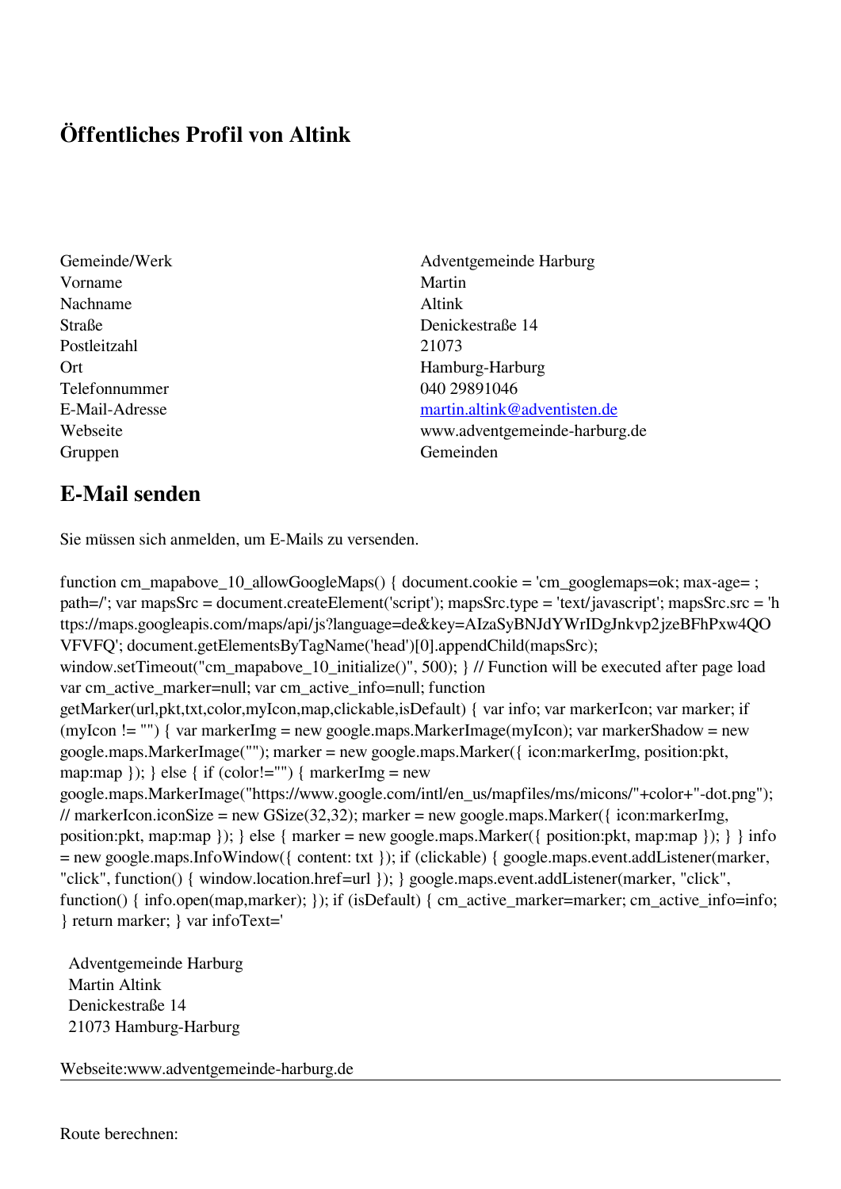# Öffentliches Profil von Altink

| | |
|---|---|
| Gemeinde/Werk | Adventgemeinde Harburg |
| Vorname | Martin |
| Nachname | Altink |
| Straße | Denickestraße 14 |
| Postleitzahl | 21073 |
| Ort | Hamburg-Harburg |
| Telefonnummer | 040 29891046 |
| E-Mail-Adresse | martin.altink@adventisten.de |
| Webseite | www.adventgemeinde-harburg.de |
| Gruppen | Gemeinden |

## E-Mail senden

Sie müssen sich anmelden, um E-Mails zu versenden.

function cm_mapabove_10_allowGoogleMaps() { document.cookie = 'cm_googlemaps=ok; max-age= ; path=/'; var mapsSrc = document.createElement('script'); mapsSrc.type = 'text/javascript'; mapsSrc.src = 'https://maps.googleapis.com/maps/api/js?language=de&key=AIzaSyBNJdYWrIDgJnkvp2jzeBFhPxw4QOVFVFQ'; document.getElementsByTagName('head')[0].appendChild(mapsSrc); window.setTimeout("cm_mapabove_10_initialize()", 500); } // Function will be executed after page load var cm_active_marker=null; var cm_active_info=null; function getMarker(url,pkt,txt,color,myIcon,map,clickable,isDefault) { var info; var markerIcon; var marker; if (myIcon != "") { var markerImg = new google.maps.MarkerImage(myIcon); var markerShadow = new google.maps.MarkerImage(""); marker = new google.maps.Marker({ icon:markerImg, position:pkt, map:map }); } else { if (color!="") { markerImg = new google.maps.MarkerImage("https://www.google.com/intl/en_us/mapfiles/ms/micons/"+color+"-dot.png"); // markerIcon.iconSize = new GSize(32,32); marker = new google.maps.Marker({ icon:markerImg, position:pkt, map:map }); } else { marker = new google.maps.Marker({ position:pkt, map:map }); } } info = new google.maps.InfoWindow({ content: txt }); if (clickable) { google.maps.event.addListener(marker, "click", function() { window.location.href=url }); } google.maps.event.addListener(marker, "click", function() { info.open(map,marker); }); if (isDefault) { cm_active_marker=marker; cm_active_info=info; } return marker; } var infoText='

Adventgemeinde Harburg
Martin Altink
Denickestraße 14
21073 Hamburg-Harburg

Webseite:www.adventgemeinde-harburg.de

---

Route berechnen: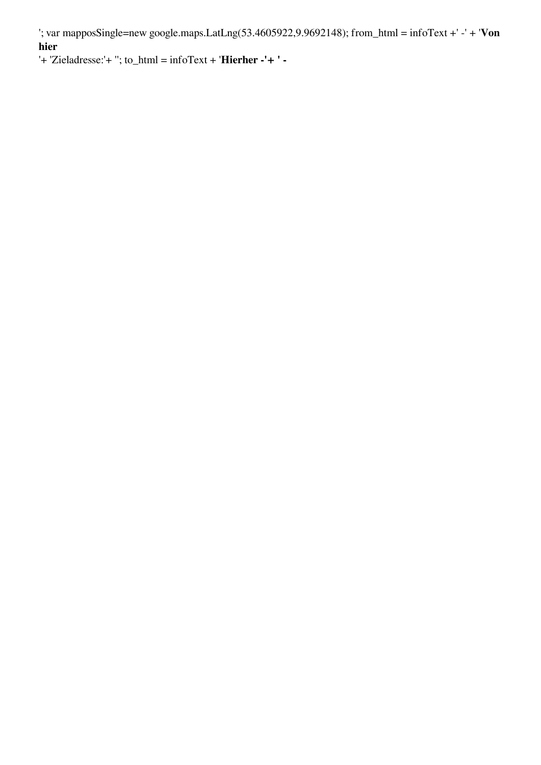'; var mapposSingle=new google.maps.LatLng(53.4605922,9.9692148); from_html = infoText +' -' + '**Von hier**
'+ 'Zieladresse:'+ ''; to_html = infoText + '**Hierher -'+ ' -**